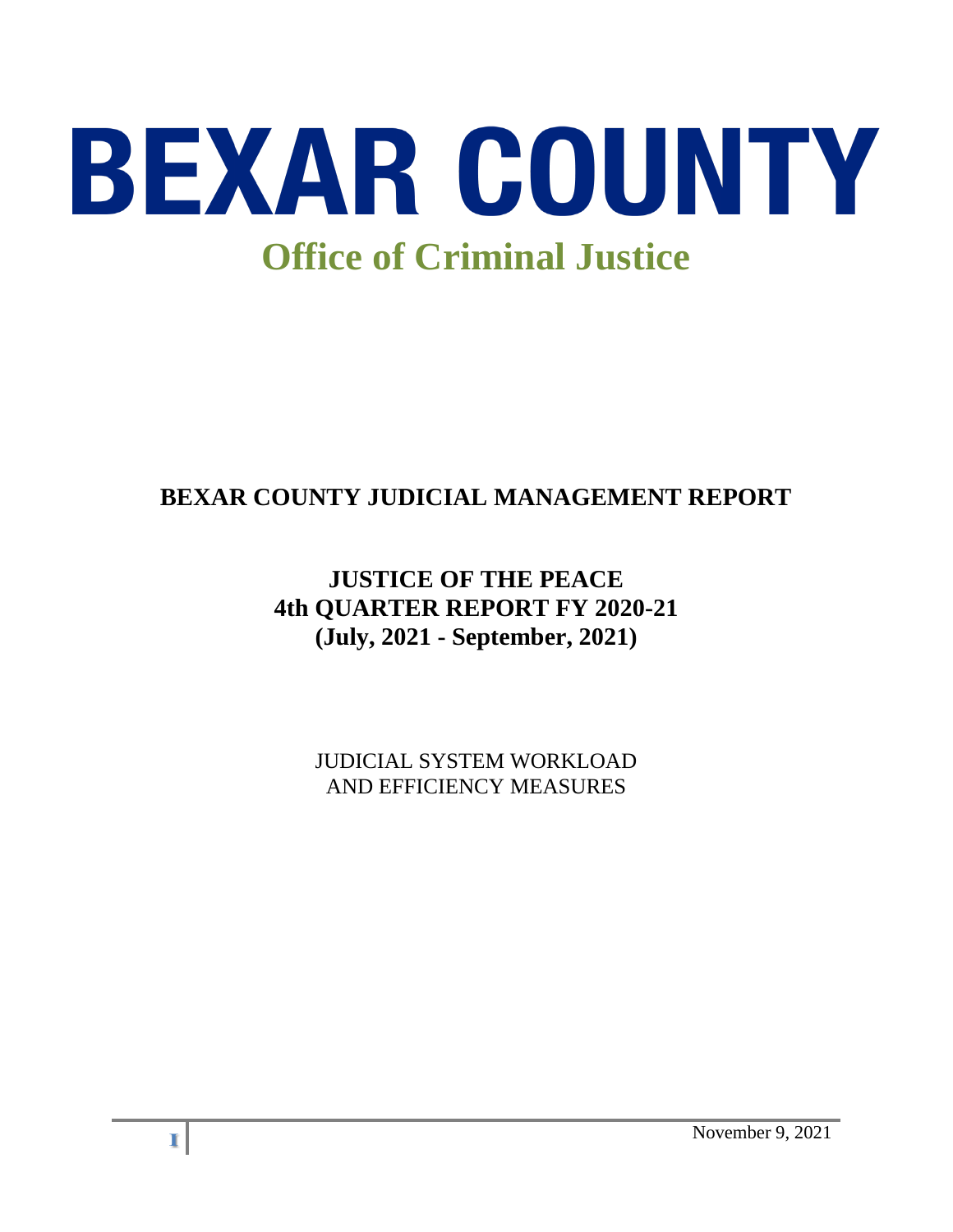# BEXAR COUNTY

## Office of Criminal Justice

## BEXAR COUNTY JUDICIAL MANAGEMENT REPORT

### JUSTICE OF THE PEACE
### 4th QUARTER REPORT FY 2020-21
### (July, 2021 - September, 2021)

JUDICIAL SYSTEM WORKLOAD
AND EFFICIENCY MEASURES

November 9, 2021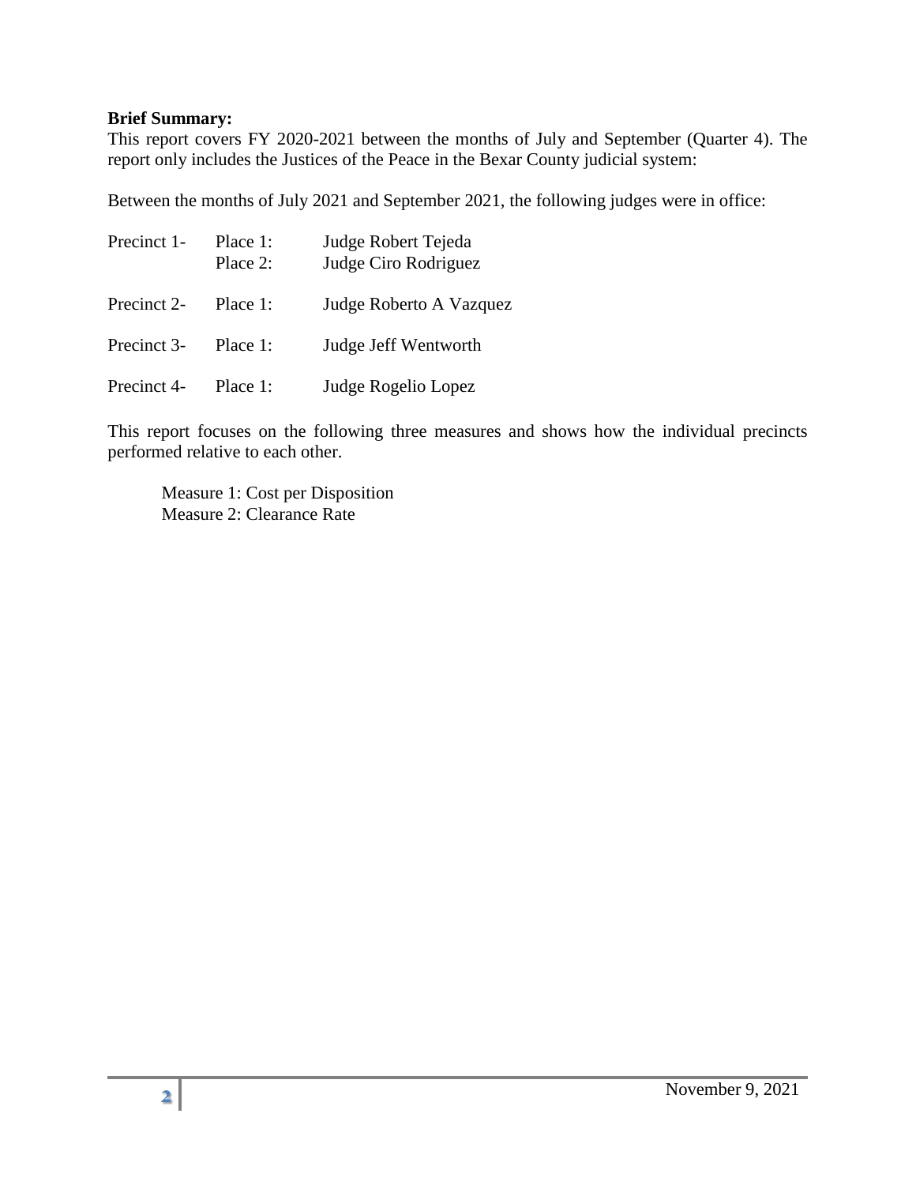**Brief Summary:**

This report covers FY 2020-2021 between the months of July and September (Quarter 4). The report only includes the Justices of the Peace in the Bexar County judicial system:

Between the months of July 2021 and September 2021, the following judges were in office:

| | | |
|---|---|---|
| Precinct 1- | Place 1: | Judge Robert Tejeda |
| | Place 2: | Judge Ciro Rodriguez |
| Precinct 2- | Place 1: | Judge Roberto A Vazquez |
| Precinct 3- | Place 1: | Judge Jeff Wentworth |
| Precinct 4- | Place 1: | Judge Rogelio Lopez |

This report focuses on the following three measures and shows how the individual precincts performed relative to each other.

Measure 1: Cost per Disposition
Measure 2: Clearance Rate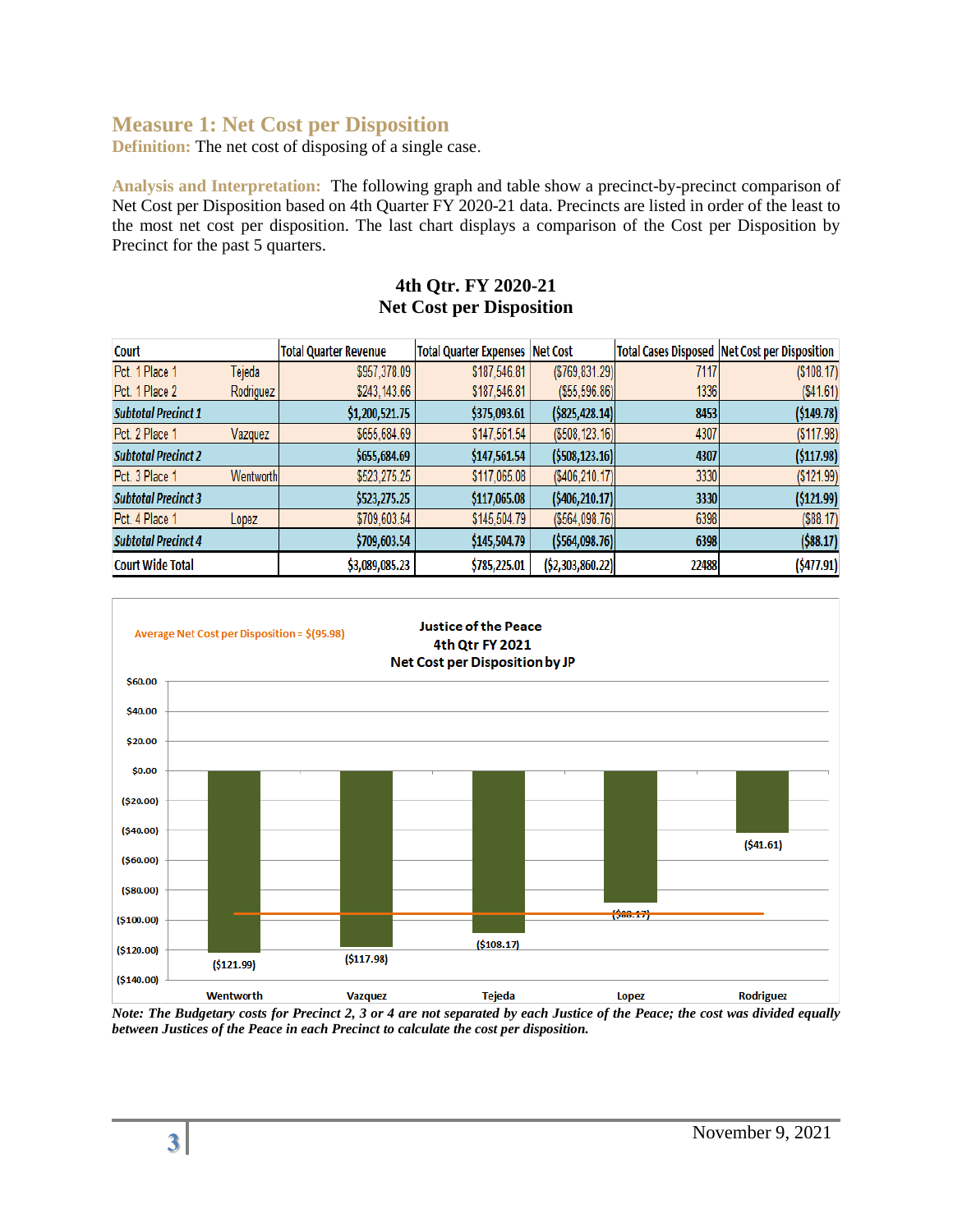## Measure 1: Net Cost per Disposition

**Definition:** The net cost of disposing of a single case.

**Analysis and Interpretation:** The following graph and table show a precinct-by-precinct comparison of Net Cost per Disposition based on 4th Quarter FY 2020-21 data. Precincts are listed in order of the least to the most net cost per disposition. The last chart displays a comparison of the Cost per Disposition by Precinct for the past 5 quarters.

**4th Qtr. FY 2020-21**
**Net Cost per Disposition**

| Court | | Total Quarter Revenue | Total Quarter Expenses | Net Cost | Total Cases Disposed | Net Cost per Disposition |
|---|---|---|---|---|---|---|
| Pct. 1 Place 1 | Tejeda | $957,378.09 | $187,546.81 | ($769,831.29) | 7117 | ($108.17) |
| Pct. 1 Place 2 | Rodriguez | $243,143.66 | $187,546.81 | ($55,596.86) | 1336 | ($41.61) |
| ***Subtotal Precinct 1*** | | **$1,200,521.75** | **$375,093.61** | **($825,428.14)** | **8453** | **($149.78)** |
| Pct. 2 Place 1 | Vazquez | $655,684.69 | $147,561.54 | ($508,123.16) | 4307 | ($117.98) |
| ***Subtotal Precinct 2*** | | **$655,684.69** | **$147,561.54** | **($508,123.16)** | **4307** | **($117.98)** |
| Pct. 3 Place 1 | Wentworth | $523,275.25 | $117,065.08 | ($406,210.17) | 3330 | ($121.99) |
| ***Subtotal Precinct 3*** | | **$523,275.25** | **$117,065.08** | **($406,210.17)** | **3330** | **($121.99)** |
| Pct. 4 Place 1 | Lopez | $709,603.54 | $145,504.79 | ($564,098.76) | 6398 | ($88.17) |
| ***Subtotal Precinct 4*** | | **$709,603.54** | **$145,504.79** | **($564,098.76)** | **6398** | **($88.17)** |
| Court Wide Total | | $3,089,085.23 | $785,225.01 | ($2,303,860.22) | 22488 | ($477.91) |

**Justice of the Peace**
**4th Qtr FY 2021**
**Net Cost per Disposition by JP**

Average Net Cost per Disposition = $(95.98)

| JP | Net Cost per Disposition |
|---|---|
| Wentworth | ($121.99) |
| Vazquez | ($117.98) |
| Tejeda | ($108.17) |
| Lopez | ($88.17) |
| Rodriguez | ($41.61) |

*Note: The Budgetary costs for Precinct 2, 3 or 4 are not separated by each Justice of the Peace; the cost was divided equally between Justices of the Peace in each Precinct to calculate the cost per disposition.*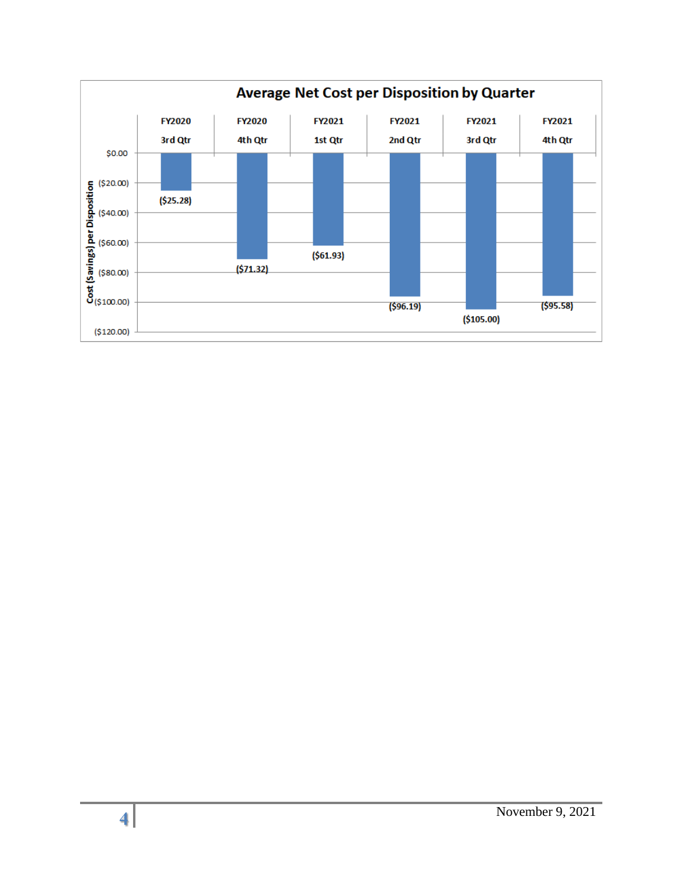**Average Net Cost per Disposition by Quarter**

| Quarter | Cost (Savings) per Disposition |
|---|---|
| FY2020 3rd Qtr | ($25.28) |
| FY2020 4th Qtr | ($71.32) |
| FY2021 1st Qtr | ($61.93) |
| FY2021 2nd Qtr | ($96.19) |
| FY2021 3rd Qtr | ($105.00) |
| FY2021 4th Qtr | ($95.58) |

November 9, 2021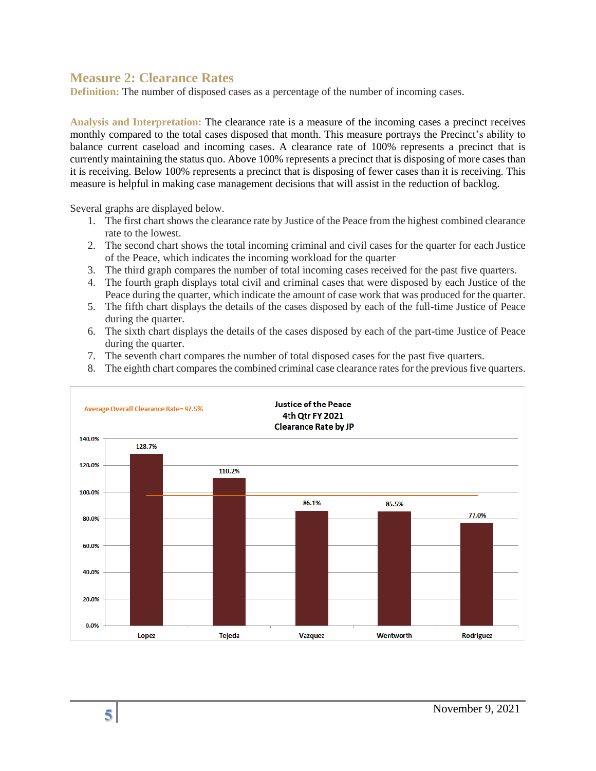## Measure 2: Clearance Rates

**Definition:** The number of disposed cases as a percentage of the number of incoming cases.

**Analysis and Interpretation:** The clearance rate is a measure of the incoming cases a precinct receives monthly compared to the total cases disposed that month. This measure portrays the Precinct's ability to balance current caseload and incoming cases. A clearance rate of 100% represents a precinct that is currently maintaining the status quo. Above 100% represents a precinct that is disposing of more cases than it is receiving. Below 100% represents a precinct that is disposing of fewer cases than it is receiving. This measure is helpful in making case management decisions that will assist in the reduction of backlog.

Several graphs are displayed below.

1. The first chart shows the clearance rate by Justice of the Peace from the highest combined clearance rate to the lowest.
2. The second chart shows the total incoming criminal and civil cases for the quarter for each Justice of the Peace, which indicates the incoming workload for the quarter
3. The third graph compares the number of total incoming cases received for the past five quarters.
4. The fourth graph displays total civil and criminal cases that were disposed by each Justice of the Peace during the quarter, which indicate the amount of case work that was produced for the quarter.
5. The fifth chart displays the details of the cases disposed by each of the full-time Justice of Peace during the quarter.
6. The sixth chart displays the details of the cases disposed by each of the part-time Justice of Peace during the quarter.
7. The seventh chart compares the number of total disposed cases for the past five quarters.
8. The eighth chart compares the combined criminal case clearance rates for the previous five quarters.

**Justice of the Peace**
**4th Qtr FY 2021**
**Clearance Rate by JP**

Average Overall Clearance Rate= 97.5%

| JP | Clearance Rate |
|---|---|
| Lopez | 128.7% |
| Tejeda | 110.2% |
| Vazquez | 86.1% |
| Wentworth | 85.5% |
| Rodriguez | 77.0% |

November 9, 2021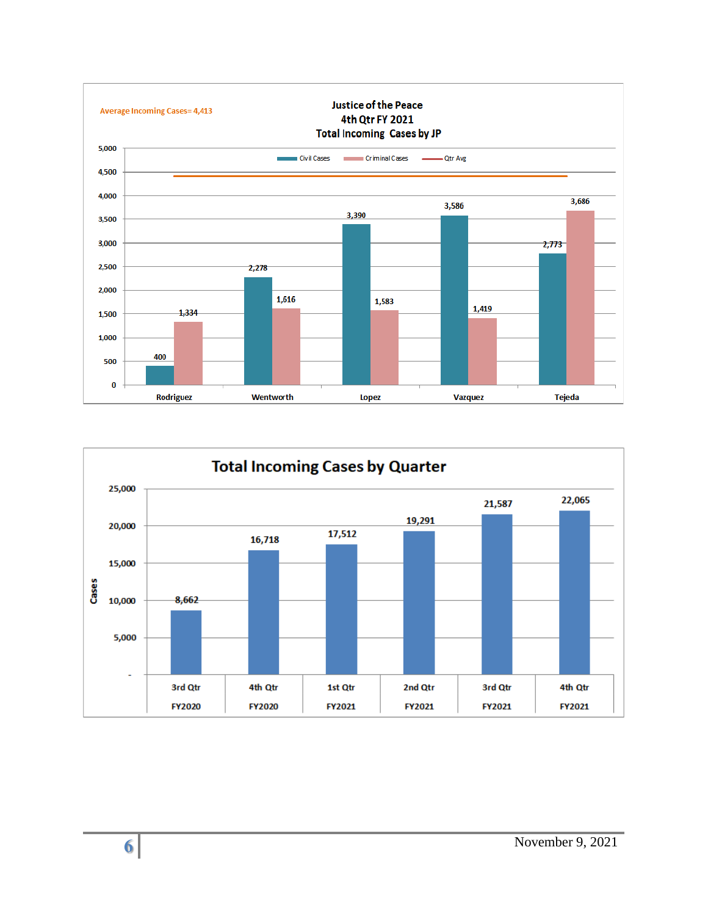## Justice of the Peace
## 4th Qtr FY 2021
## Total Incoming Cases by JP

Average Incoming Cases= 4,413

| JP | Civil Cases | Criminal Cases |
|---|---|---|
| Rodriguez | 400 | 1,334 |
| Wentworth | 2,278 | 1,616 |
| Lopez | 3,390 | 1,583 |
| Vazquez | 3,586 | 1,419 |
| Tejeda | 2,773 | 3,686 |

## Total Incoming Cases by Quarter

| Quarter | Cases |
|---|---|
| 3rd Qtr FY2020 | 8,662 |
| 4th Qtr FY2020 | 16,718 |
| 1st Qtr FY2021 | 17,512 |
| 2nd Qtr FY2021 | 19,291 |
| 3rd Qtr FY2021 | 21,587 |
| 4th Qtr FY2021 | 22,065 |

November 9, 2021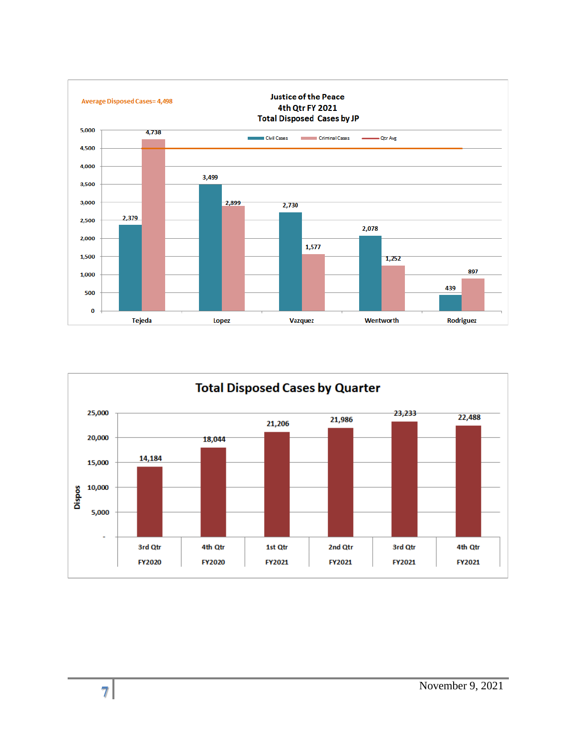## Justice of the Peace
### 4th Qtr FY 2021
### Total Disposed Cases by JP

Average Disposed Cases= 4,498

| JP | Civil Cases | Criminal Cases |
|---|---|---|
| Tejeda | 2,379 | 4,738 |
| Lopez | 3,499 | 2,899 |
| Vazquez | 2,730 | 1,577 |
| Wentworth | 2,078 | 1,252 |
| Rodriguez | 439 | 897 |

Qtr Avg: 4,498

## Total Disposed Cases by Quarter

| Quarter | Dispos |
|---|---|
| 3rd Qtr FY2020 | 14,184 |
| 4th Qtr FY2020 | 18,044 |
| 1st Qtr FY2021 | 21,206 |
| 2nd Qtr FY2021 | 21,986 |
| 3rd Qtr FY2021 | 23,233 |
| 4th Qtr FY2021 | 22,488 |

November 9, 2021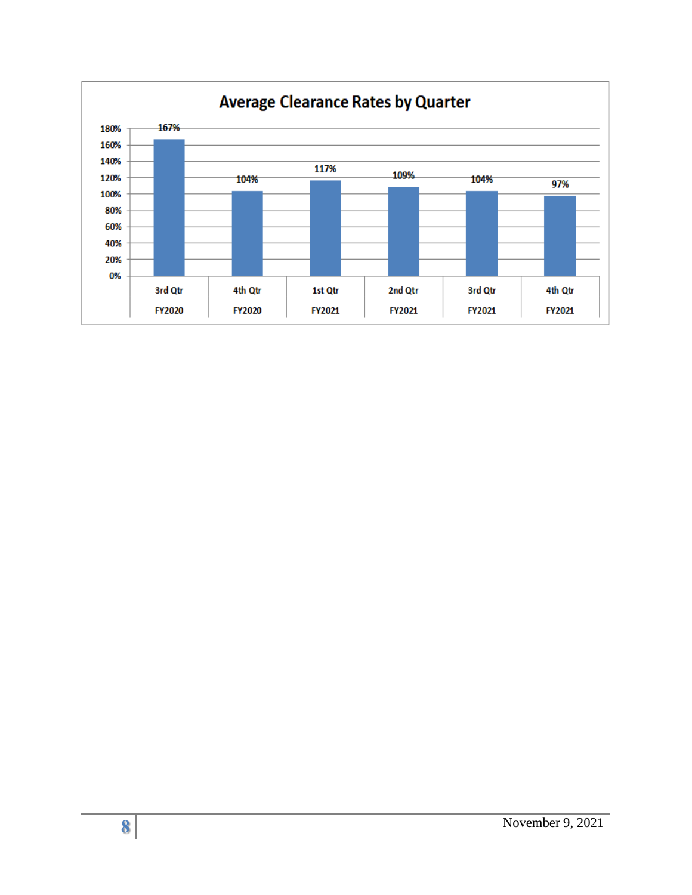## Average Clearance Rates by Quarter

| Quarter | Average Clearance Rate |
|---|---|
| 3rd Qtr FY2020 | 167% |
| 4th Qtr FY2020 | 104% |
| 1st Qtr FY2021 | 117% |
| 2nd Qtr FY2021 | 109% |
| 3rd Qtr FY2021 | 104% |
| 4th Qtr FY2021 | 97% |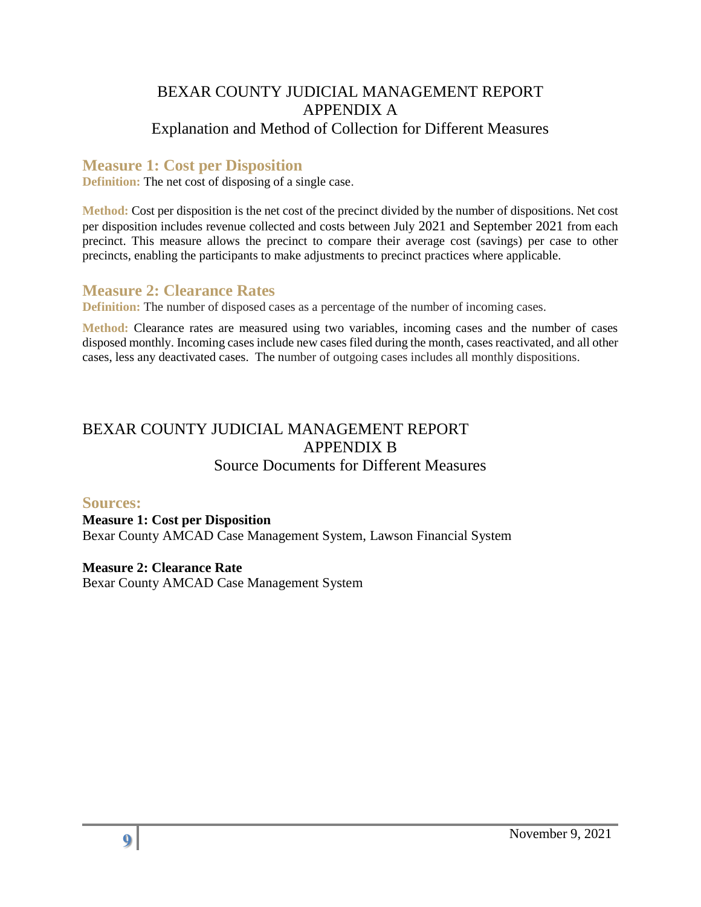# BEXAR COUNTY JUDICIAL MANAGEMENT REPORT
## APPENDIX A
### Explanation and Method of Collection for Different Measures

## Measure 1: Cost per Disposition

**Definition:** The net cost of disposing of a single case.

**Method:** Cost per disposition is the net cost of the precinct divided by the number of dispositions. Net cost per disposition includes revenue collected and costs between July 2021 and September 2021 from each precinct. This measure allows the precinct to compare their average cost (savings) per case to other precincts, enabling the participants to make adjustments to precinct practices where applicable.

## Measure 2: Clearance Rates

**Definition:** The number of disposed cases as a percentage of the number of incoming cases.

**Method:** Clearance rates are measured using two variables, incoming cases and the number of cases disposed monthly. Incoming cases include new cases filed during the month, cases reactivated, and all other cases, less any deactivated cases. The number of outgoing cases includes all monthly dispositions.

# BEXAR COUNTY JUDICIAL MANAGEMENT REPORT
## APPENDIX B
### Source Documents for Different Measures

## Sources:

**Measure 1: Cost per Disposition**
Bexar County AMCAD Case Management System, Lawson Financial System

**Measure 2: Clearance Rate**
Bexar County AMCAD Case Management System

November 9, 2021